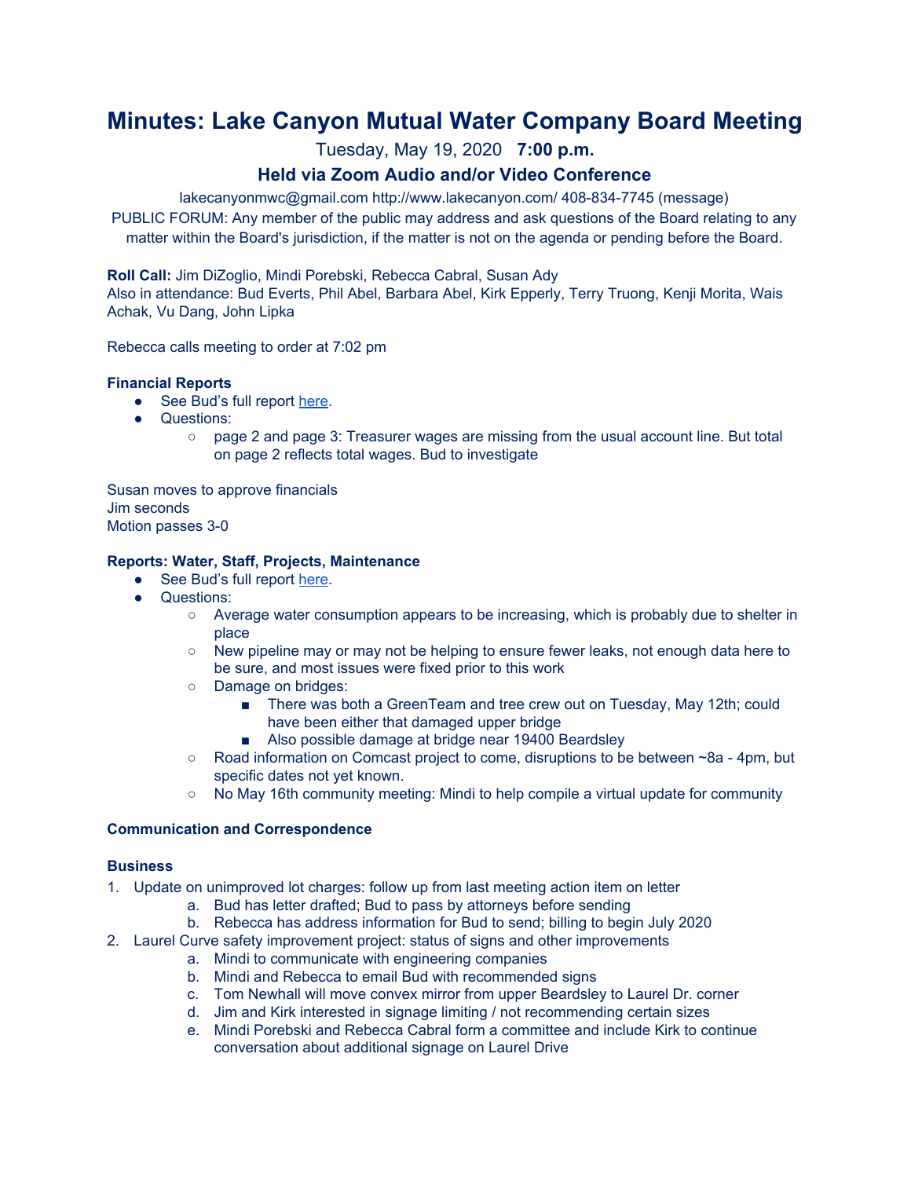# Minutes: Lake Canyon Mutual Water Company Board Meeting

Tuesday, May 19, 2020 **7:00 p.m.**

### Held via Zoom Audio and/or Video Conference

lakecanyonmwc@gmail.com http://www.lakecanyon.com/ 408-834-7745 (message)

PUBLIC FORUM: Any member of the public may address and ask questions of the Board relating to any matter within the Board's jurisdiction, if the matter is not on the agenda or pending before the Board.

**Roll Call:** Jim DiZoglio, Mindi Porebski, Rebecca Cabral, Susan Ady
Also in attendance: Bud Everts, Phil Abel, Barbara Abel, Kirk Epperly, Terry Truong, Kenji Morita, Wais Achak, Vu Dang, John Lipka

Rebecca calls meeting to order at 7:02 pm

**Financial Reports**

- See Bud's full report here.
- Questions:
  - page 2 and page 3: Treasurer wages are missing from the usual account line. But total on page 2 reflects total wages. Bud to investigate

Susan moves to approve financials
Jim seconds
Motion passes 3-0

**Reports: Water, Staff, Projects, Maintenance**

- See Bud's full report here.
- Questions:
  - Average water consumption appears to be increasing, which is probably due to shelter in place
  - New pipeline may or may not be helping to ensure fewer leaks, not enough data here to be sure, and most issues were fixed prior to this work
  - Damage on bridges:
    - There was both a GreenTeam and tree crew out on Tuesday, May 12th; could have been either that damaged upper bridge
    - Also possible damage at bridge near 19400 Beardsley
  - Road information on Comcast project to come, disruptions to be between ~8a - 4pm, but specific dates not yet known.
  - No May 16th community meeting: Mindi to help compile a virtual update for community

**Communication and Correspondence**

**Business**

1. Update on unimproved lot charges: follow up from last meeting action item on letter
   a. Bud has letter drafted; Bud to pass by attorneys before sending
   b. Rebecca has address information for Bud to send; billing to begin July 2020
2. Laurel Curve safety improvement project: status of signs and other improvements
   a. Mindi to communicate with engineering companies
   b. Mindi and Rebecca to email Bud with recommended signs
   c. Tom Newhall will move convex mirror from upper Beardsley to Laurel Dr. corner
   d. Jim and Kirk interested in signage limiting / not recommending certain sizes
   e. Mindi Porebski and Rebecca Cabral form a committee and include Kirk to continue conversation about additional signage on Laurel Drive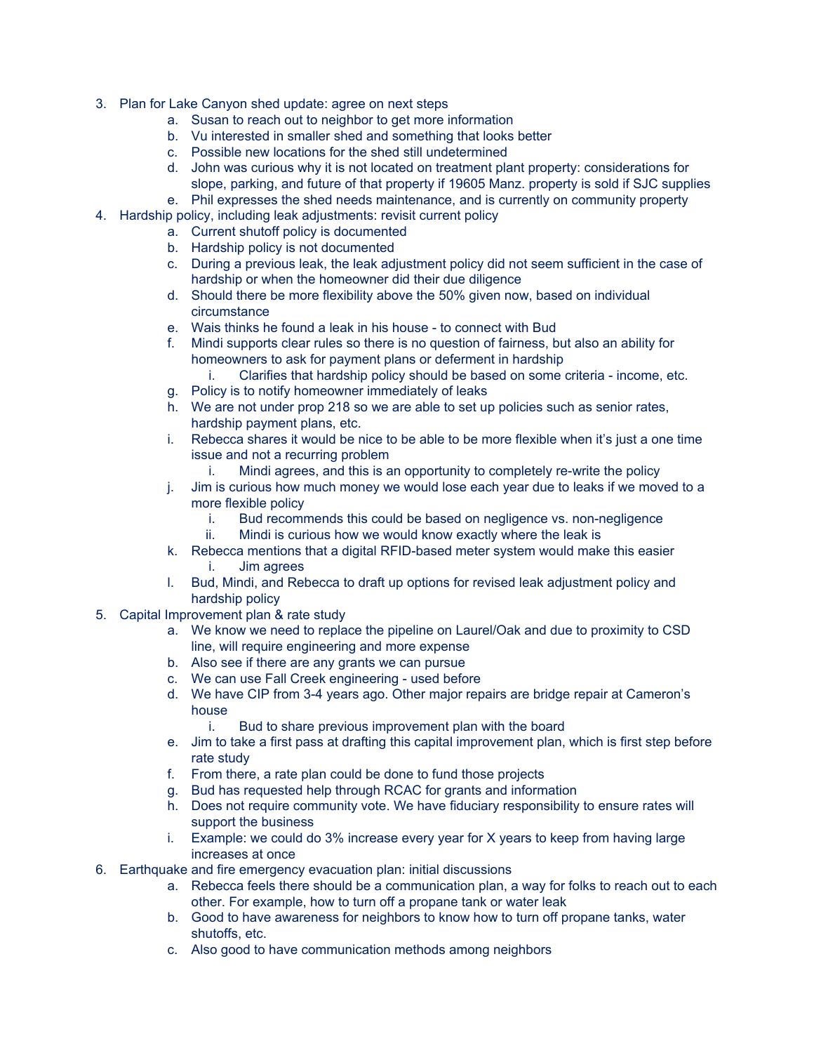3. Plan for Lake Canyon shed update: agree on next steps
    a. Susan to reach out to neighbor to get more information
    b. Vu interested in smaller shed and something that looks better
    c. Possible new locations for the shed still undetermined
    d. John was curious why it is not located on treatment plant property: considerations for slope, parking, and future of that property if 19605 Manz. property is sold if SJC supplies
    e. Phil expresses the shed needs maintenance, and is currently on community property
4. Hardship policy, including leak adjustments: revisit current policy
    a. Current shutoff policy is documented
    b. Hardship policy is not documented
    c. During a previous leak, the leak adjustment policy did not seem sufficient in the case of hardship or when the homeowner did their due diligence
    d. Should there be more flexibility above the 50% given now, based on individual circumstance
    e. Wais thinks he found a leak in his house - to connect with Bud
    f. Mindi supports clear rules so there is no question of fairness, but also an ability for homeowners to ask for payment plans or deferment in hardship
        i. Clarifies that hardship policy should be based on some criteria - income, etc.
    g. Policy is to notify homeowner immediately of leaks
    h. We are not under prop 218 so we are able to set up policies such as senior rates, hardship payment plans, etc.
    i. Rebecca shares it would be nice to be able to be more flexible when it's just a one time issue and not a recurring problem
        i. Mindi agrees, and this is an opportunity to completely re-write the policy
    j. Jim is curious how much money we would lose each year due to leaks if we moved to a more flexible policy
        i. Bud recommends this could be based on negligence vs. non-negligence
        ii. Mindi is curious how we would know exactly where the leak is
    k. Rebecca mentions that a digital RFID-based meter system would make this easier
        i. Jim agrees
    l. Bud, Mindi, and Rebecca to draft up options for revised leak adjustment policy and hardship policy
5. Capital Improvement plan & rate study
    a. We know we need to replace the pipeline on Laurel/Oak and due to proximity to CSD line, will require engineering and more expense
    b. Also see if there are any grants we can pursue
    c. We can use Fall Creek engineering - used before
    d. We have CIP from 3-4 years ago. Other major repairs are bridge repair at Cameron's house
        i. Bud to share previous improvement plan with the board
    e. Jim to take a first pass at drafting this capital improvement plan, which is first step before rate study
    f. From there, a rate plan could be done to fund those projects
    g. Bud has requested help through RCAC for grants and information
    h. Does not require community vote. We have fiduciary responsibility to ensure rates will support the business
    i. Example: we could do 3% increase every year for X years to keep from having large increases at once
6. Earthquake and fire emergency evacuation plan: initial discussions
    a. Rebecca feels there should be a communication plan, a way for folks to reach out to each other. For example, how to turn off a propane tank or water leak
    b. Good to have awareness for neighbors to know how to turn off propane tanks, water shutoffs, etc.
    c. Also good to have communication methods among neighbors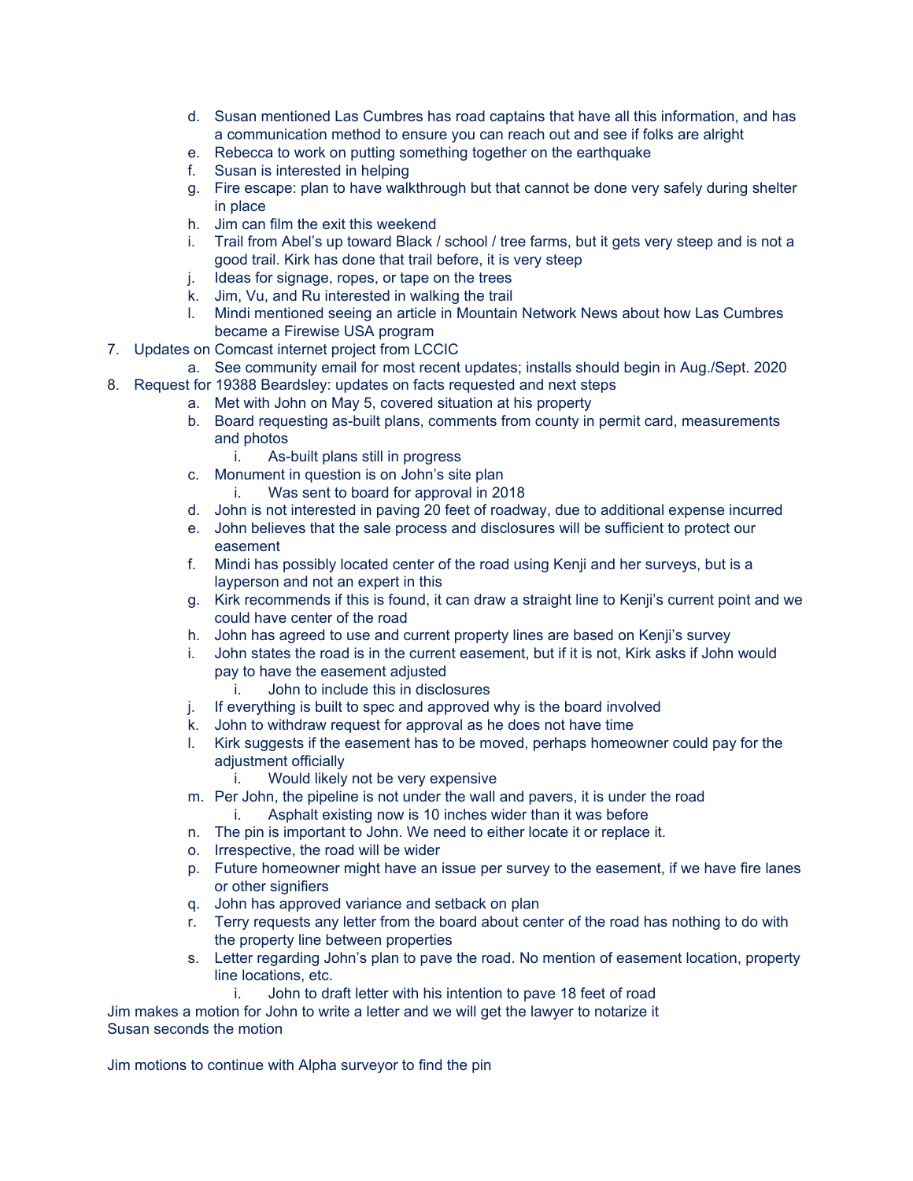d. Susan mentioned Las Cumbres has road captains that have all this information, and has a communication method to ensure you can reach out and see if folks are alright
   e. Rebecca to work on putting something together on the earthquake
   f. Susan is interested in helping
   g. Fire escape: plan to have walkthrough but that cannot be done very safely during shelter in place
   h. Jim can film the exit this weekend
   i. Trail from Abel's up toward Black / school / tree farms, but it gets very steep and is not a good trail. Kirk has done that trail before, it is very steep
   j. Ideas for signage, ropes, or tape on the trees
   k. Jim, Vu, and Ru interested in walking the trail
   l. Mindi mentioned seeing an article in Mountain Network News about how Las Cumbres became a Firewise USA program

7. Updates on Comcast internet project from LCCIC
   a. See community email for most recent updates; installs should begin in Aug./Sept. 2020

8. Request for 19388 Beardsley: updates on facts requested and next steps
   a. Met with John on May 5, covered situation at his property
   b. Board requesting as-built plans, comments from county in permit card, measurements and photos
      i. As-built plans still in progress
   c. Monument in question is on John's site plan
      i. Was sent to board for approval in 2018
   d. John is not interested in paving 20 feet of roadway, due to additional expense incurred
   e. John believes that the sale process and disclosures will be sufficient to protect our easement
   f. Mindi has possibly located center of the road using Kenji and her surveys, but is a layperson and not an expert in this
   g. Kirk recommends if this is found, it can draw a straight line to Kenji's current point and we could have center of the road
   h. John has agreed to use and current property lines are based on Kenji's survey
   i. John states the road is in the current easement, but if it is not, Kirk asks if John would pay to have the easement adjusted
      i. John to include this in disclosures
   j. If everything is built to spec and approved why is the board involved
   k. John to withdraw request for approval as he does not have time
   l. Kirk suggests if the easement has to be moved, perhaps homeowner could pay for the adjustment officially
      i. Would likely not be very expensive
   m. Per John, the pipeline is not under the wall and pavers, it is under the road
      i. Asphalt existing now is 10 inches wider than it was before
   n. The pin is important to John. We need to either locate it or replace it.
   o. Irrespective, the road will be wider
   p. Future homeowner might have an issue per survey to the easement, if we have fire lanes or other signifiers
   q. John has approved variance and setback on plan
   r. Terry requests any letter from the board about center of the road has nothing to do with the property line between properties
   s. Letter regarding John's plan to pave the road. No mention of easement location, property line locations, etc.
      i. John to draft letter with his intention to pave 18 feet of road

Jim makes a motion for John to write a letter and we will get the lawyer to notarize it
Susan seconds the motion

Jim motions to continue with Alpha surveyor to find the pin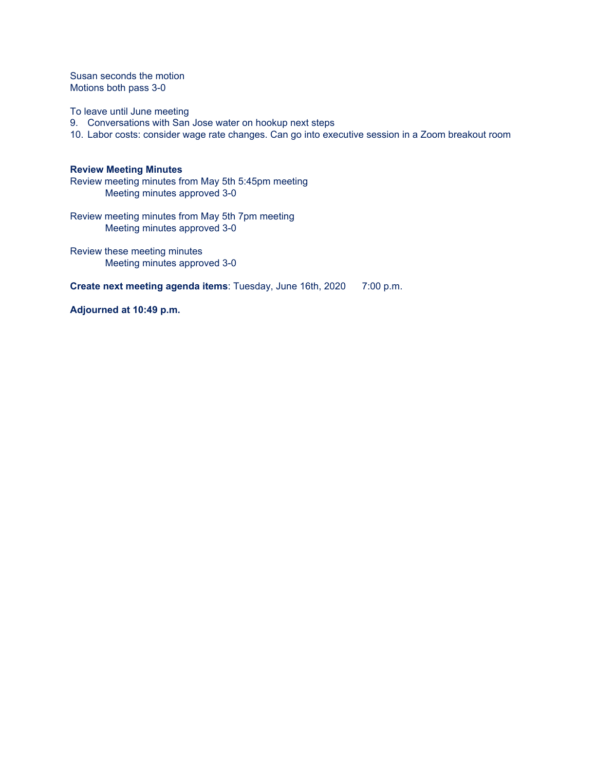Susan seconds the motion
Motions both pass 3-0

To leave until June meeting

9. Conversations with San Jose water on hookup next steps
10. Labor costs: consider wage rate changes. Can go into executive session in a Zoom breakout room

**Review Meeting Minutes**

Review meeting minutes from May 5th 5:45pm meeting
    Meeting minutes approved 3-0

Review meeting minutes from May 5th 7pm meeting
    Meeting minutes approved 3-0

Review these meeting minutes
    Meeting minutes approved 3-0

**Create next meeting agenda items**: Tuesday, June 16th, 2020    7:00 p.m.

**Adjourned at 10:49 p.m.**